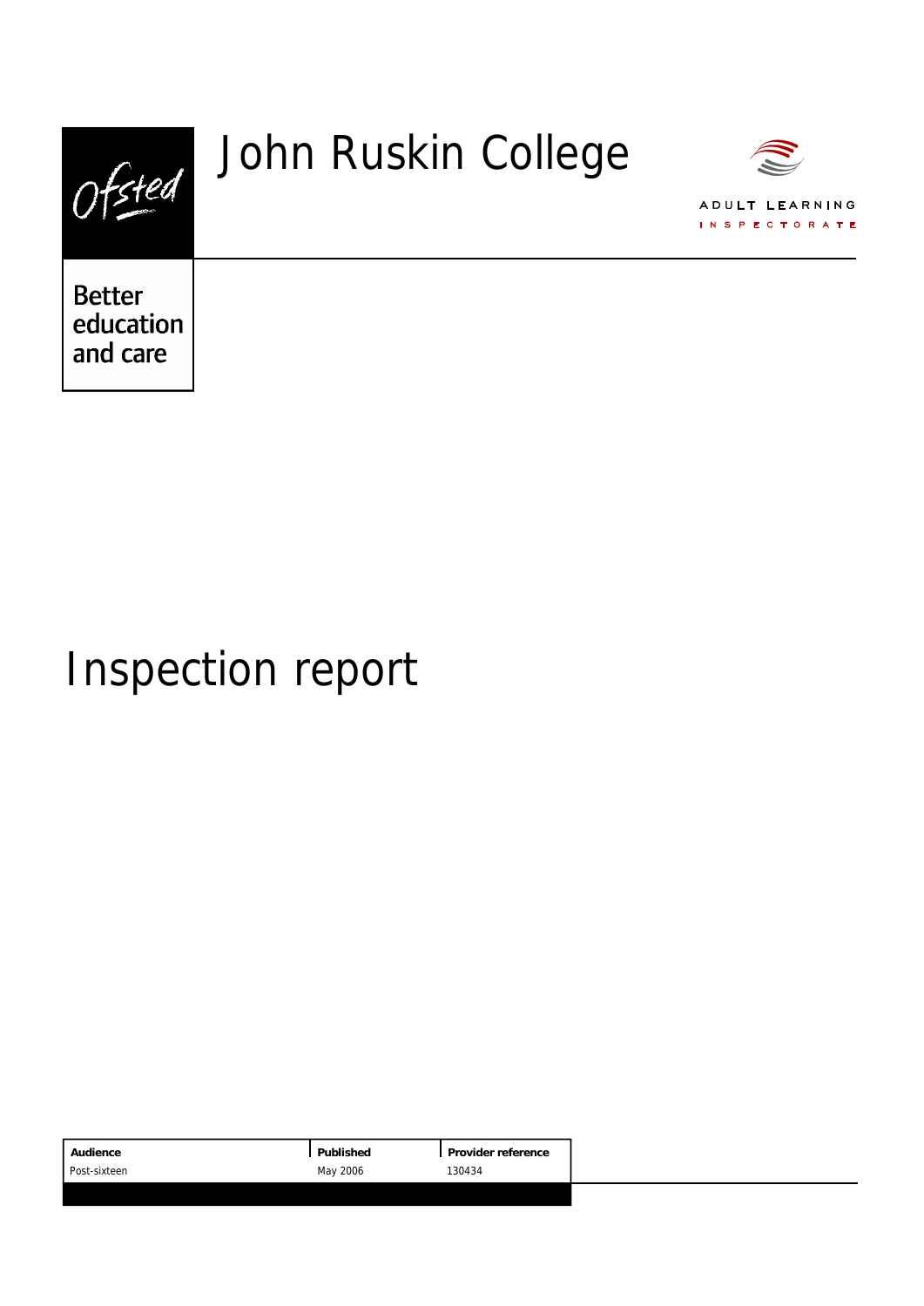# John Ruskin College

Ofsted

Better education and care

ADULT LEARNING INSPECTORATE

# Inspection report

| Audience | Published | Provider reference |
|---|---|---|
| Post-sixteen | May 2006 | 130434 |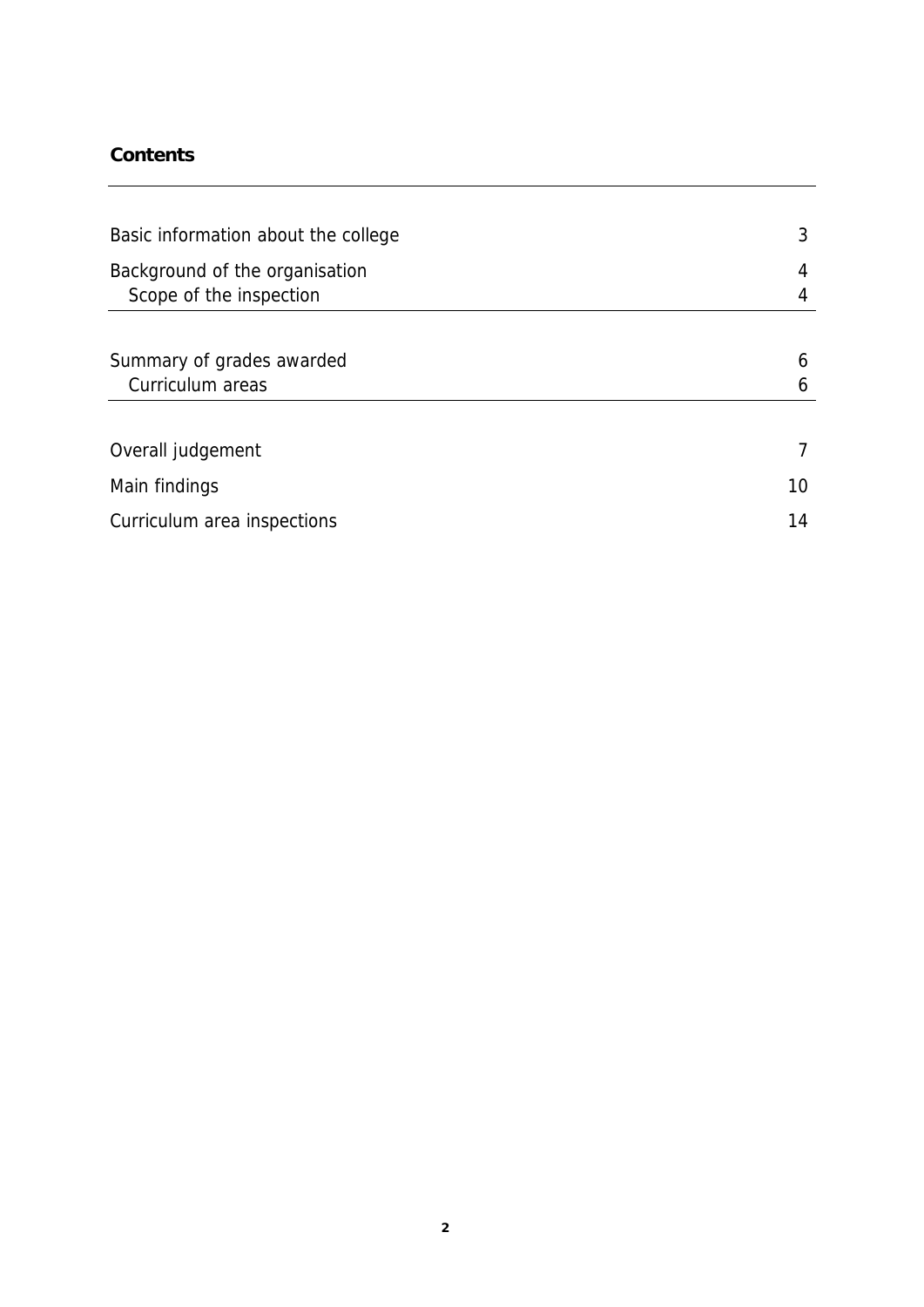## Contents

| | |
|---|---|
| Basic information about the college | 3 |
| Background of the organisation | 4 |
| Scope of the inspection | 4 |
| Summary of grades awarded | 6 |
| Curriculum areas | 6 |
| Overall judgement | 7 |
| Main findings | 10 |
| Curriculum area inspections | 14 |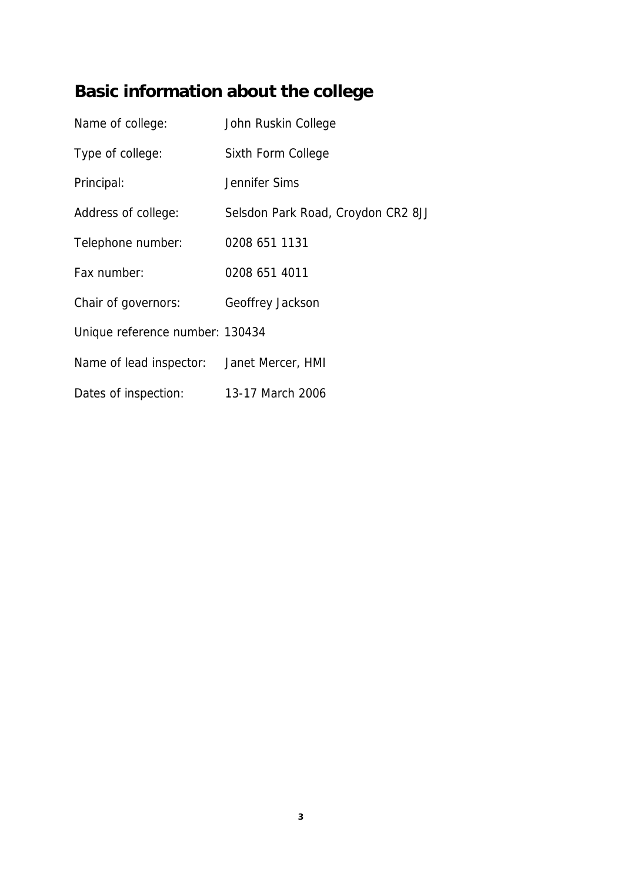## Basic information about the college

| | |
|---|---|
| Name of college: | John Ruskin College |
| Type of college: | Sixth Form College |
| Principal: | Jennifer Sims |
| Address of college: | Selsdon Park Road, Croydon CR2 8JJ |
| Telephone number: | 0208 651 1131 |
| Fax number: | 0208 651 4011 |
| Chair of governors: | Geoffrey Jackson |
| Unique reference number: | 130434 |
| Name of lead inspector: | Janet Mercer, HMI |
| Dates of inspection: | 13-17 March 2006 |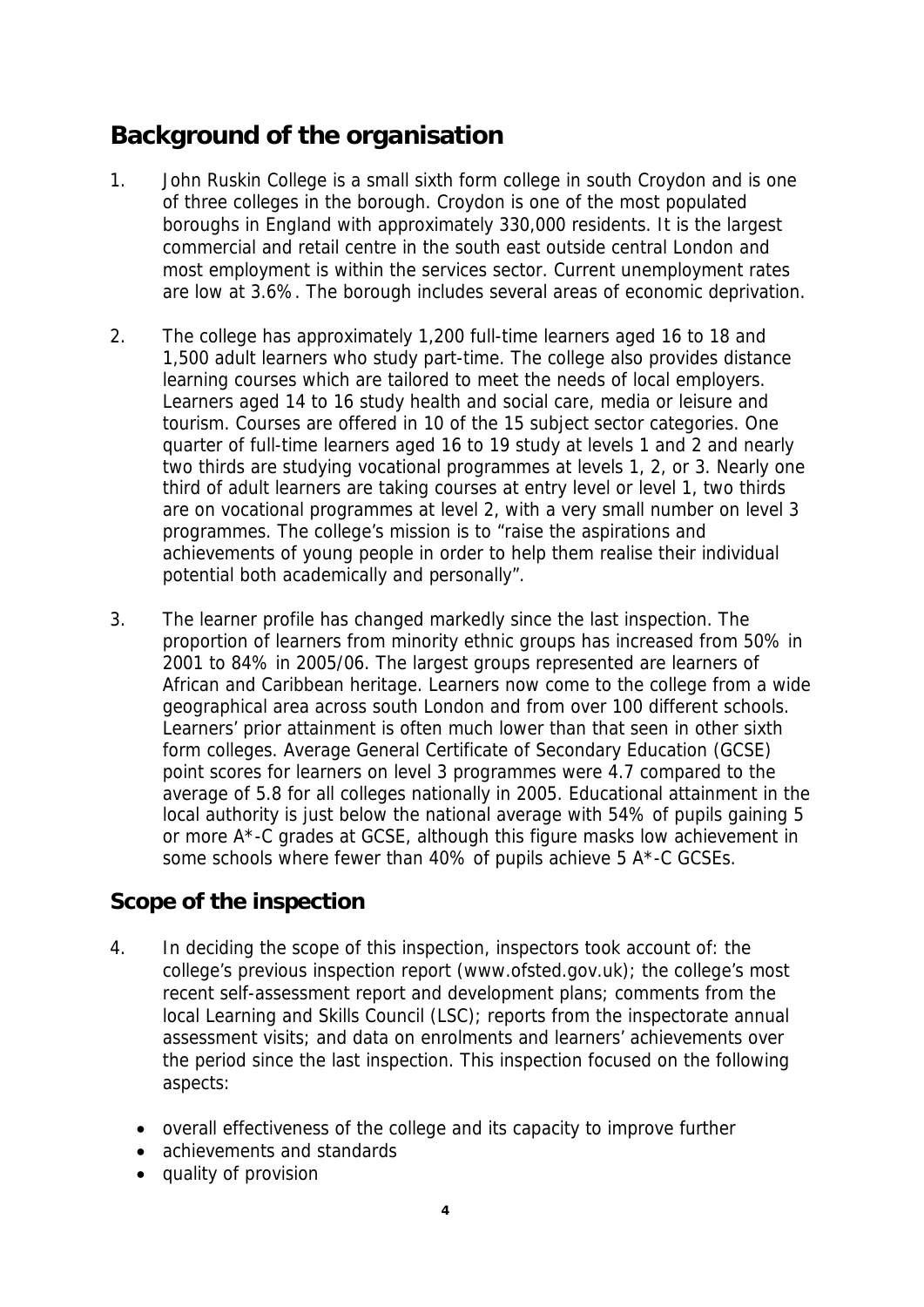## Background of the organisation

1. John Ruskin College is a small sixth form college in south Croydon and is one of three colleges in the borough. Croydon is one of the most populated boroughs in England with approximately 330,000 residents. It is the largest commercial and retail centre in the south east outside central London and most employment is within the services sector. Current unemployment rates are low at 3.6%. The borough includes several areas of economic deprivation.

2. The college has approximately 1,200 full-time learners aged 16 to 18 and 1,500 adult learners who study part-time. The college also provides distance learning courses which are tailored to meet the needs of local employers. Learners aged 14 to 16 study health and social care, media or leisure and tourism. Courses are offered in 10 of the 15 subject sector categories. One quarter of full-time learners aged 16 to 19 study at levels 1 and 2 and nearly two thirds are studying vocational programmes at levels 1, 2, or 3. Nearly one third of adult learners are taking courses at entry level or level 1, two thirds are on vocational programmes at level 2, with a very small number on level 3 programmes. The college's mission is to "raise the aspirations and achievements of young people in order to help them realise their individual potential both academically and personally".

3. The learner profile has changed markedly since the last inspection. The proportion of learners from minority ethnic groups has increased from 50% in 2001 to 84% in 2005/06. The largest groups represented are learners of African and Caribbean heritage. Learners now come to the college from a wide geographical area across south London and from over 100 different schools. Learners' prior attainment is often much lower than that seen in other sixth form colleges. Average General Certificate of Secondary Education (GCSE) point scores for learners on level 3 programmes were 4.7 compared to the average of 5.8 for all colleges nationally in 2005. Educational attainment in the local authority is just below the national average with 54% of pupils gaining 5 or more A*-C grades at GCSE, although this figure masks low achievement in some schools where fewer than 40% of pupils achieve 5 A*-C GCSEs.

## Scope of the inspection

4. In deciding the scope of this inspection, inspectors took account of: the college's previous inspection report (www.ofsted.gov.uk); the college's most recent self-assessment report and development plans; comments from the local Learning and Skills Council (LSC); reports from the inspectorate annual assessment visits; and data on enrolments and learners' achievements over the period since the last inspection. This inspection focused on the following aspects:

   - overall effectiveness of the college and its capacity to improve further
   - achievements and standards
   - quality of provision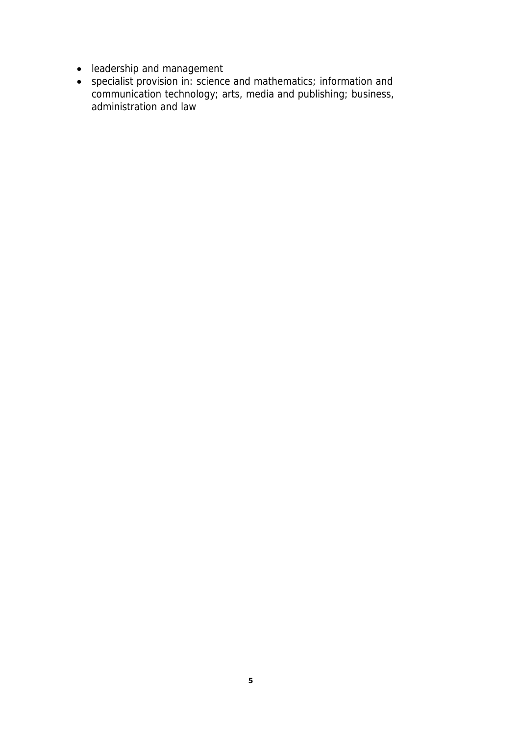- leadership and management
- specialist provision in: science and mathematics; information and communication technology; arts, media and publishing; business, administration and law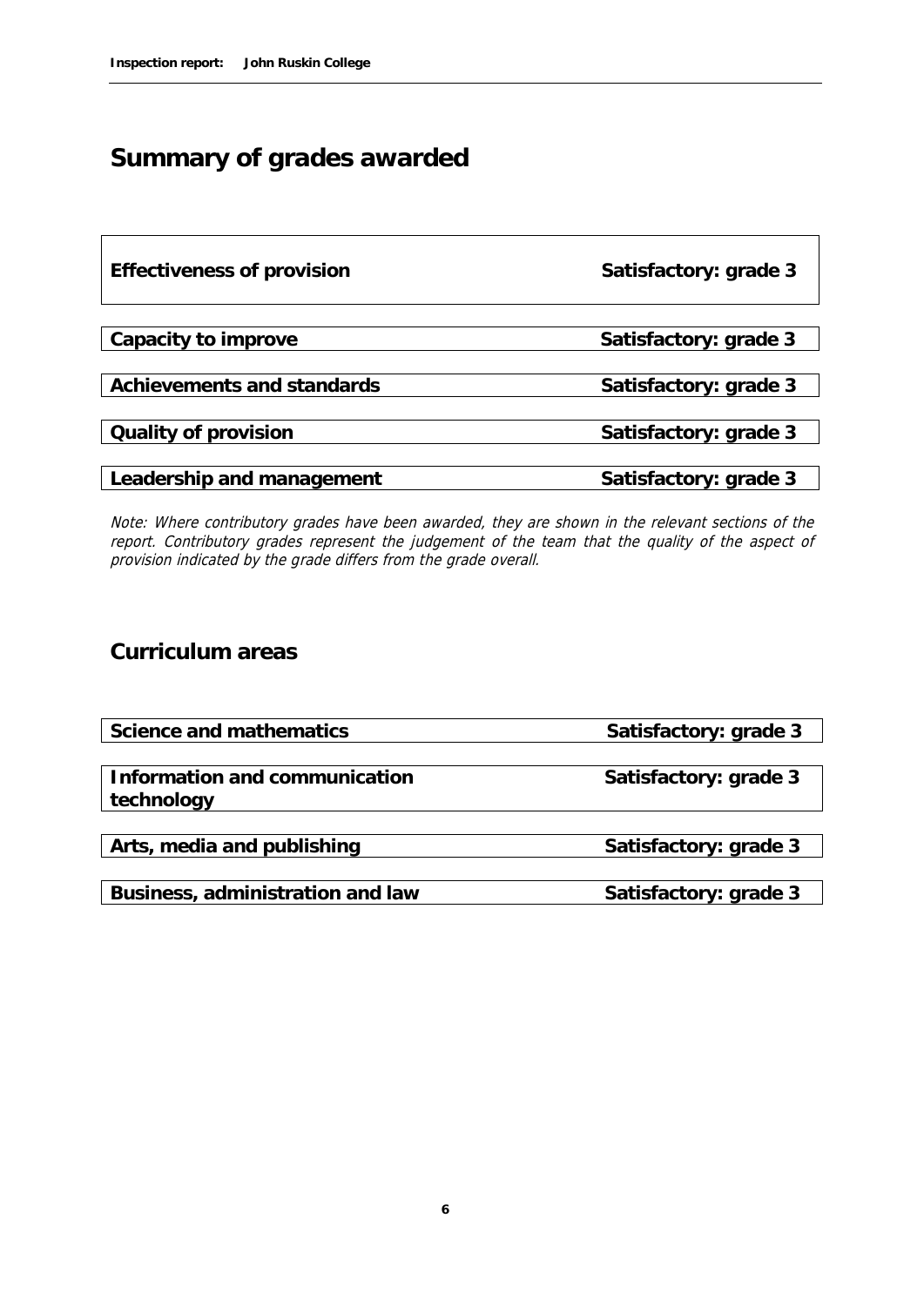## Summary of grades awarded

| | |
|---|---|
| **Effectiveness of provision** | **Satisfactory: grade 3** |

| | |
|---|---|
| **Capacity to improve** | **Satisfactory: grade 3** |
| **Achievements and standards** | **Satisfactory: grade 3** |
| **Quality of provision** | **Satisfactory: grade 3** |
| **Leadership and management** | **Satisfactory: grade 3** |

*Note: Where contributory grades have been awarded, they are shown in the relevant sections of the report. Contributory grades represent the judgement of the team that the quality of the aspect of provision indicated by the grade differs from the grade overall.*

## Curriculum areas

| | |
|---|---|
| **Science and mathematics** | **Satisfactory: grade 3** |
| **Information and communication technology** | **Satisfactory: grade 3** |
| **Arts, media and publishing** | **Satisfactory: grade 3** |
| **Business, administration and law** | **Satisfactory: grade 3** |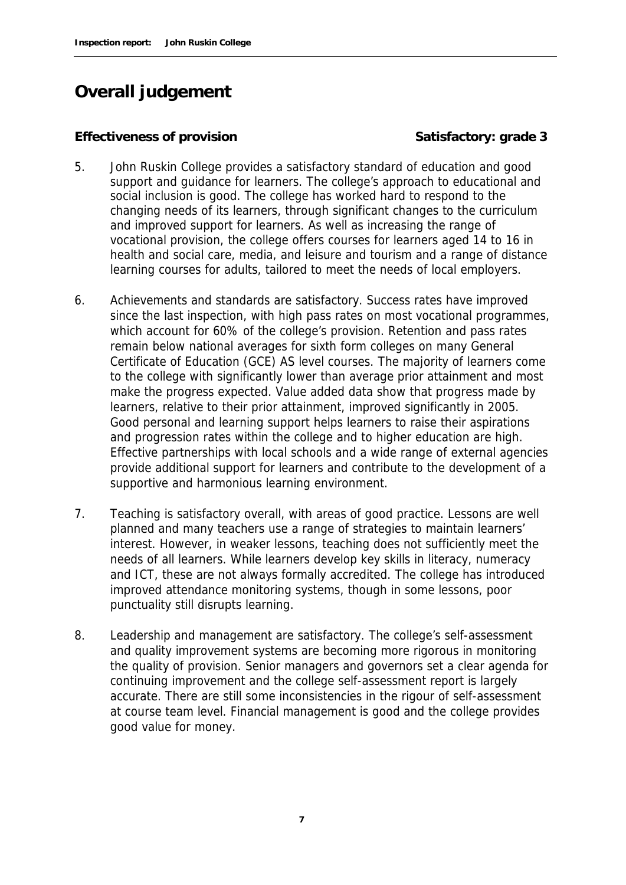# Overall judgement

**Effectiveness of provision** **Satisfactory: grade 3**

5. John Ruskin College provides a satisfactory standard of education and good support and guidance for learners. The college's approach to educational and social inclusion is good. The college has worked hard to respond to the changing needs of its learners, through significant changes to the curriculum and improved support for learners. As well as increasing the range of vocational provision, the college offers courses for learners aged 14 to 16 in health and social care, media, and leisure and tourism and a range of distance learning courses for adults, tailored to meet the needs of local employers.

6. Achievements and standards are satisfactory. Success rates have improved since the last inspection, with high pass rates on most vocational programmes, which account for 60% of the college's provision. Retention and pass rates remain below national averages for sixth form colleges on many General Certificate of Education (GCE) AS level courses. The majority of learners come to the college with significantly lower than average prior attainment and most make the progress expected. Value added data show that progress made by learners, relative to their prior attainment, improved significantly in 2005. Good personal and learning support helps learners to raise their aspirations and progression rates within the college and to higher education are high. Effective partnerships with local schools and a wide range of external agencies provide additional support for learners and contribute to the development of a supportive and harmonious learning environment.

7. Teaching is satisfactory overall, with areas of good practice. Lessons are well planned and many teachers use a range of strategies to maintain learners' interest. However, in weaker lessons, teaching does not sufficiently meet the needs of all learners. While learners develop key skills in literacy, numeracy and ICT, these are not always formally accredited. The college has introduced improved attendance monitoring systems, though in some lessons, poor punctuality still disrupts learning.

8. Leadership and management are satisfactory. The college's self-assessment and quality improvement systems are becoming more rigorous in monitoring the quality of provision. Senior managers and governors set a clear agenda for continuing improvement and the college self-assessment report is largely accurate. There are still some inconsistencies in the rigour of self-assessment at course team level. Financial management is good and the college provides good value for money.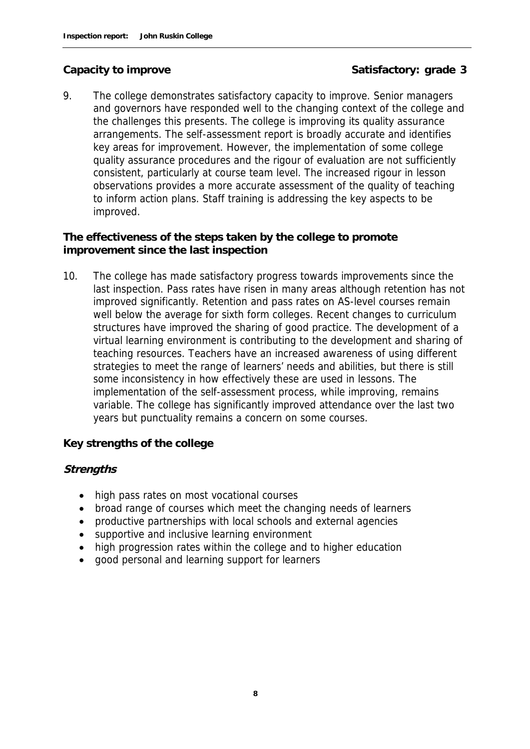**Capacity to improve** **Satisfactory: grade 3**

9. The college demonstrates satisfactory capacity to improve. Senior managers and governors have responded well to the changing context of the college and the challenges this presents. The college is improving its quality assurance arrangements. The self-assessment report is broadly accurate and identifies key areas for improvement. However, the implementation of some college quality assurance procedures and the rigour of evaluation are not sufficiently consistent, particularly at course team level. The increased rigour in lesson observations provides a more accurate assessment of the quality of teaching to inform action plans. Staff training is addressing the key aspects to be improved.

**The effectiveness of the steps taken by the college to promote improvement since the last inspection**

10. The college has made satisfactory progress towards improvements since the last inspection. Pass rates have risen in many areas although retention has not improved significantly. Retention and pass rates on AS-level courses remain well below the average for sixth form colleges. Recent changes to curriculum structures have improved the sharing of good practice. The development of a virtual learning environment is contributing to the development and sharing of teaching resources. Teachers have an increased awareness of using different strategies to meet the range of learners' needs and abilities, but there is still some inconsistency in how effectively these are used in lessons. The implementation of the self-assessment process, while improving, remains variable. The college has significantly improved attendance over the last two years but punctuality remains a concern on some courses.

**Key strengths of the college**

***Strengths***

- high pass rates on most vocational courses
- broad range of courses which meet the changing needs of learners
- productive partnerships with local schools and external agencies
- supportive and inclusive learning environment
- high progression rates within the college and to higher education
- good personal and learning support for learners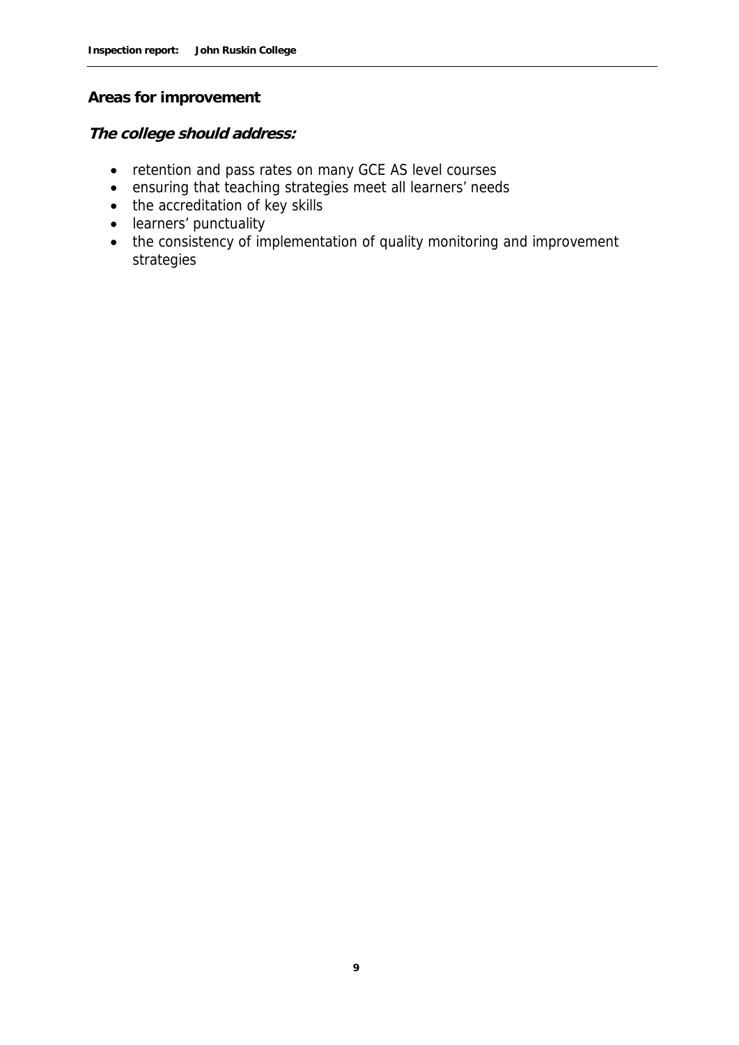## Areas for improvement

***The college should address:***

- retention and pass rates on many GCE AS level courses
- ensuring that teaching strategies meet all learners' needs
- the accreditation of key skills
- learners' punctuality
- the consistency of implementation of quality monitoring and improvement strategies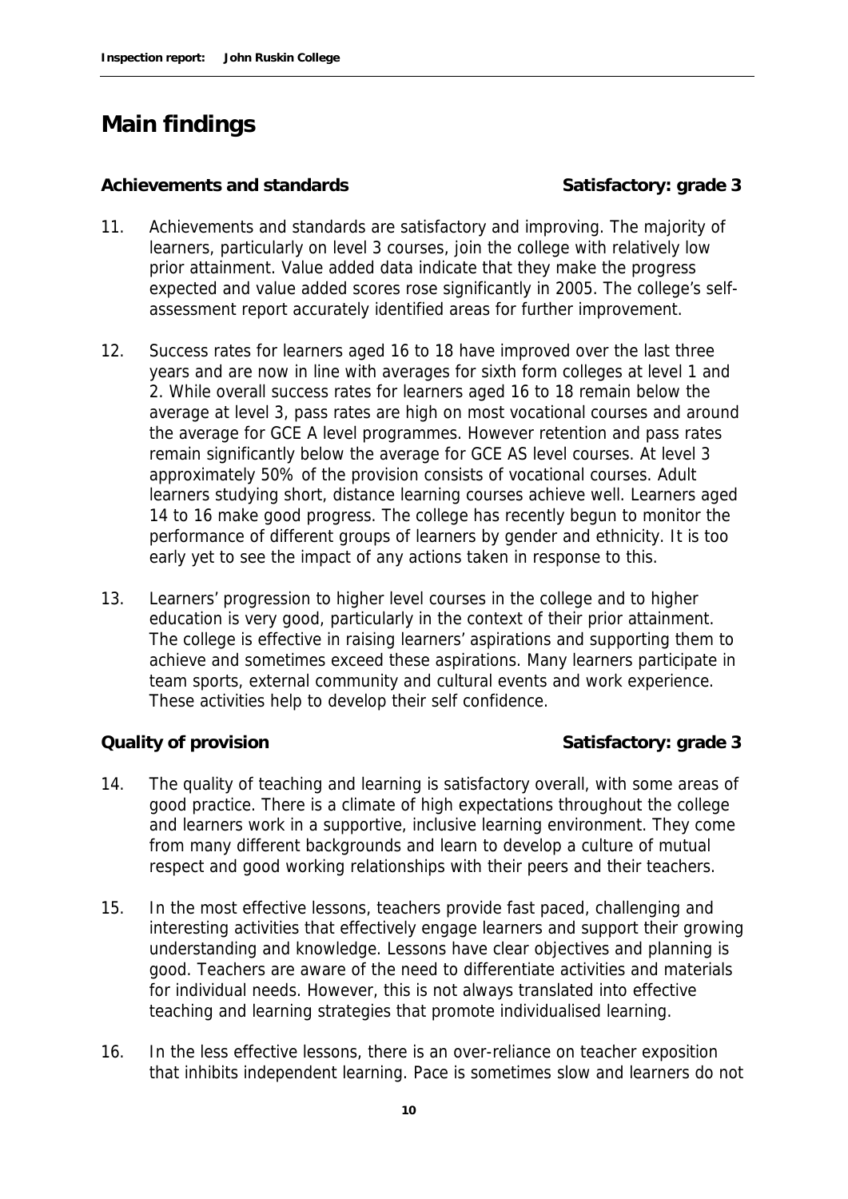# Main findings

**Achievements and standards** **Satisfactory: grade 3**

11. Achievements and standards are satisfactory and improving. The majority of learners, particularly on level 3 courses, join the college with relatively low prior attainment. Value added data indicate that they make the progress expected and value added scores rose significantly in 2005. The college's self-assessment report accurately identified areas for further improvement.

12. Success rates for learners aged 16 to 18 have improved over the last three years and are now in line with averages for sixth form colleges at level 1 and 2. While overall success rates for learners aged 16 to 18 remain below the average at level 3, pass rates are high on most vocational courses and around the average for GCE A level programmes. However retention and pass rates remain significantly below the average for GCE AS level courses. At level 3 approximately 50% of the provision consists of vocational courses. Adult learners studying short, distance learning courses achieve well. Learners aged 14 to 16 make good progress. The college has recently begun to monitor the performance of different groups of learners by gender and ethnicity. It is too early yet to see the impact of any actions taken in response to this.

13. Learners' progression to higher level courses in the college and to higher education is very good, particularly in the context of their prior attainment. The college is effective in raising learners' aspirations and supporting them to achieve and sometimes exceed these aspirations. Many learners participate in team sports, external community and cultural events and work experience. These activities help to develop their self confidence.

**Quality of provision** **Satisfactory: grade 3**

14. The quality of teaching and learning is satisfactory overall, with some areas of good practice. There is a climate of high expectations throughout the college and learners work in a supportive, inclusive learning environment. They come from many different backgrounds and learn to develop a culture of mutual respect and good working relationships with their peers and their teachers.

15. In the most effective lessons, teachers provide fast paced, challenging and interesting activities that effectively engage learners and support their growing understanding and knowledge. Lessons have clear objectives and planning is good. Teachers are aware of the need to differentiate activities and materials for individual needs. However, this is not always translated into effective teaching and learning strategies that promote individualised learning.

16. In the less effective lessons, there is an over-reliance on teacher exposition that inhibits independent learning. Pace is sometimes slow and learners do not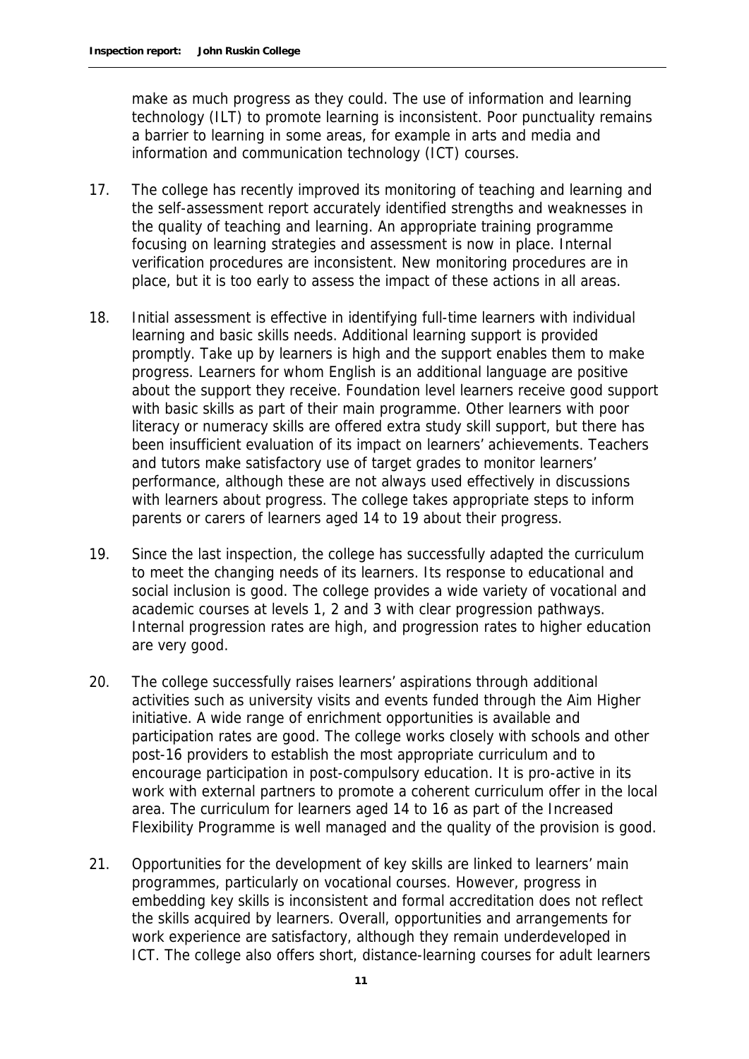make as much progress as they could. The use of information and learning technology (ILT) to promote learning is inconsistent. Poor punctuality remains a barrier to learning in some areas, for example in arts and media and information and communication technology (ICT) courses.

17. The college has recently improved its monitoring of teaching and learning and the self-assessment report accurately identified strengths and weaknesses in the quality of teaching and learning. An appropriate training programme focusing on learning strategies and assessment is now in place. Internal verification procedures are inconsistent. New monitoring procedures are in place, but it is too early to assess the impact of these actions in all areas.

18. Initial assessment is effective in identifying full-time learners with individual learning and basic skills needs. Additional learning support is provided promptly. Take up by learners is high and the support enables them to make progress. Learners for whom English is an additional language are positive about the support they receive. Foundation level learners receive good support with basic skills as part of their main programme. Other learners with poor literacy or numeracy skills are offered extra study skill support, but there has been insufficient evaluation of its impact on learners' achievements. Teachers and tutors make satisfactory use of target grades to monitor learners' performance, although these are not always used effectively in discussions with learners about progress. The college takes appropriate steps to inform parents or carers of learners aged 14 to 19 about their progress.

19. Since the last inspection, the college has successfully adapted the curriculum to meet the changing needs of its learners. Its response to educational and social inclusion is good. The college provides a wide variety of vocational and academic courses at levels 1, 2 and 3 with clear progression pathways. Internal progression rates are high, and progression rates to higher education are very good.

20. The college successfully raises learners' aspirations through additional activities such as university visits and events funded through the Aim Higher initiative. A wide range of enrichment opportunities is available and participation rates are good. The college works closely with schools and other post-16 providers to establish the most appropriate curriculum and to encourage participation in post-compulsory education. It is pro-active in its work with external partners to promote a coherent curriculum offer in the local area. The curriculum for learners aged 14 to 16 as part of the Increased Flexibility Programme is well managed and the quality of the provision is good.

21. Opportunities for the development of key skills are linked to learners' main programmes, particularly on vocational courses. However, progress in embedding key skills is inconsistent and formal accreditation does not reflect the skills acquired by learners. Overall, opportunities and arrangements for work experience are satisfactory, although they remain underdeveloped in ICT. The college also offers short, distance-learning courses for adult learners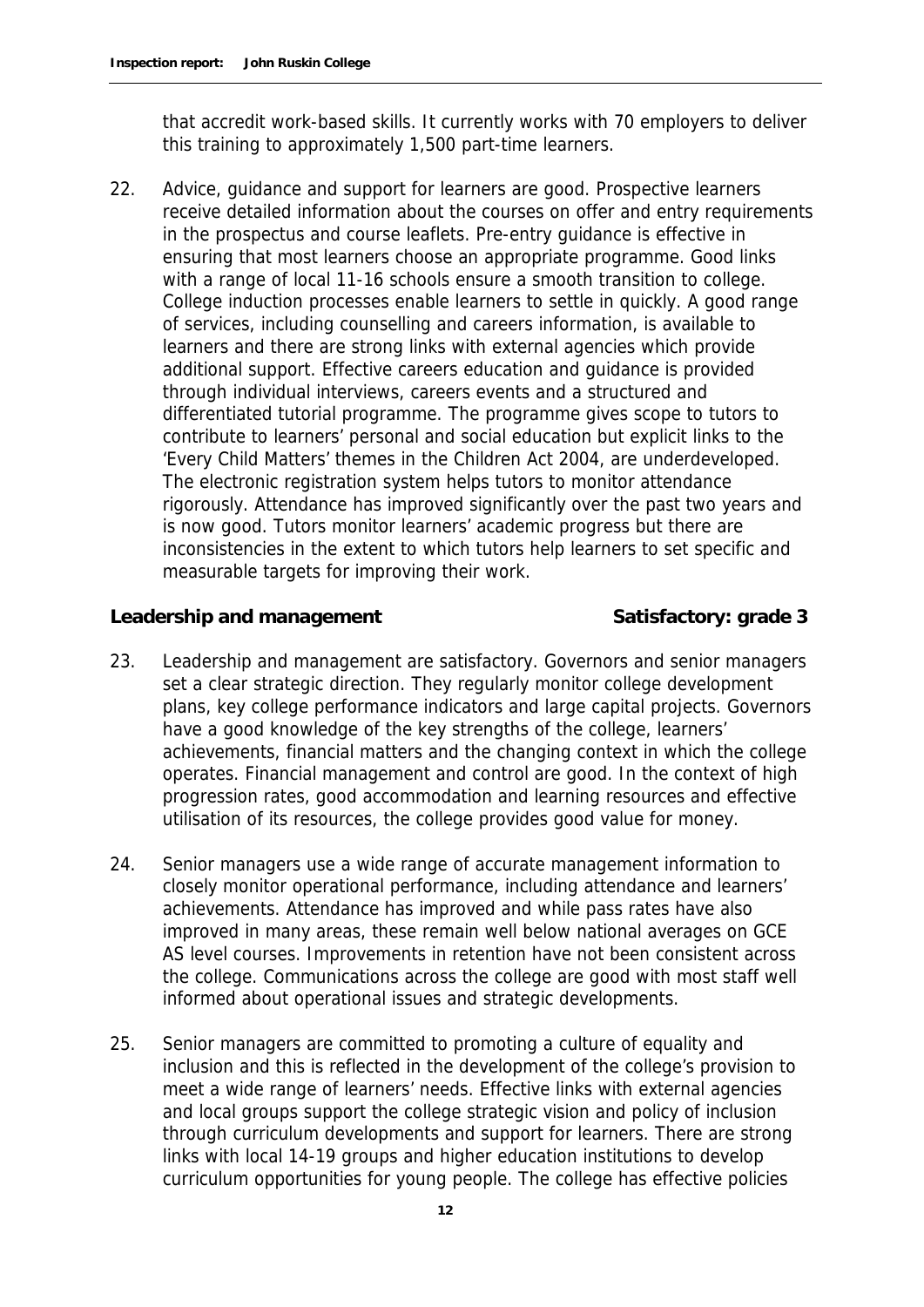that accredit work-based skills. It currently works with 70 employers to deliver this training to approximately 1,500 part-time learners.

22. Advice, guidance and support for learners are good. Prospective learners receive detailed information about the courses on offer and entry requirements in the prospectus and course leaflets. Pre-entry guidance is effective in ensuring that most learners choose an appropriate programme. Good links with a range of local 11-16 schools ensure a smooth transition to college. College induction processes enable learners to settle in quickly. A good range of services, including counselling and careers information, is available to learners and there are strong links with external agencies which provide additional support. Effective careers education and guidance is provided through individual interviews, careers events and a structured and differentiated tutorial programme. The programme gives scope to tutors to contribute to learners' personal and social education but explicit links to the 'Every Child Matters' themes in the Children Act 2004, are underdeveloped. The electronic registration system helps tutors to monitor attendance rigorously. Attendance has improved significantly over the past two years and is now good. Tutors monitor learners' academic progress but there are inconsistencies in the extent to which tutors help learners to set specific and measurable targets for improving their work.

**Leadership and management** **Satisfactory: grade 3**

23. Leadership and management are satisfactory. Governors and senior managers set a clear strategic direction. They regularly monitor college development plans, key college performance indicators and large capital projects. Governors have a good knowledge of the key strengths of the college, learners' achievements, financial matters and the changing context in which the college operates. Financial management and control are good. In the context of high progression rates, good accommodation and learning resources and effective utilisation of its resources, the college provides good value for money.

24. Senior managers use a wide range of accurate management information to closely monitor operational performance, including attendance and learners' achievements. Attendance has improved and while pass rates have also improved in many areas, these remain well below national averages on GCE AS level courses. Improvements in retention have not been consistent across the college. Communications across the college are good with most staff well informed about operational issues and strategic developments.

25. Senior managers are committed to promoting a culture of equality and inclusion and this is reflected in the development of the college's provision to meet a wide range of learners' needs. Effective links with external agencies and local groups support the college strategic vision and policy of inclusion through curriculum developments and support for learners. There are strong links with local 14-19 groups and higher education institutions to develop curriculum opportunities for young people. The college has effective policies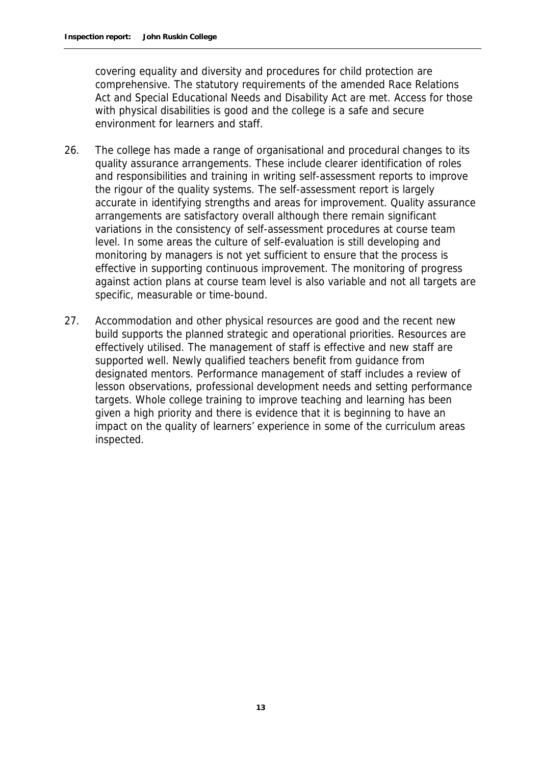covering equality and diversity and procedures for child protection are comprehensive. The statutory requirements of the amended Race Relations Act and Special Educational Needs and Disability Act are met. Access for those with physical disabilities is good and the college is a safe and secure environment for learners and staff.

26. The college has made a range of organisational and procedural changes to its quality assurance arrangements. These include clearer identification of roles and responsibilities and training in writing self-assessment reports to improve the rigour of the quality systems. The self-assessment report is largely accurate in identifying strengths and areas for improvement. Quality assurance arrangements are satisfactory overall although there remain significant variations in the consistency of self-assessment procedures at course team level. In some areas the culture of self-evaluation is still developing and monitoring by managers is not yet sufficient to ensure that the process is effective in supporting continuous improvement. The monitoring of progress against action plans at course team level is also variable and not all targets are specific, measurable or time-bound.

27. Accommodation and other physical resources are good and the recent new build supports the planned strategic and operational priorities. Resources are effectively utilised. The management of staff is effective and new staff are supported well. Newly qualified teachers benefit from guidance from designated mentors. Performance management of staff includes a review of lesson observations, professional development needs and setting performance targets. Whole college training to improve teaching and learning has been given a high priority and there is evidence that it is beginning to have an impact on the quality of learners' experience in some of the curriculum areas inspected.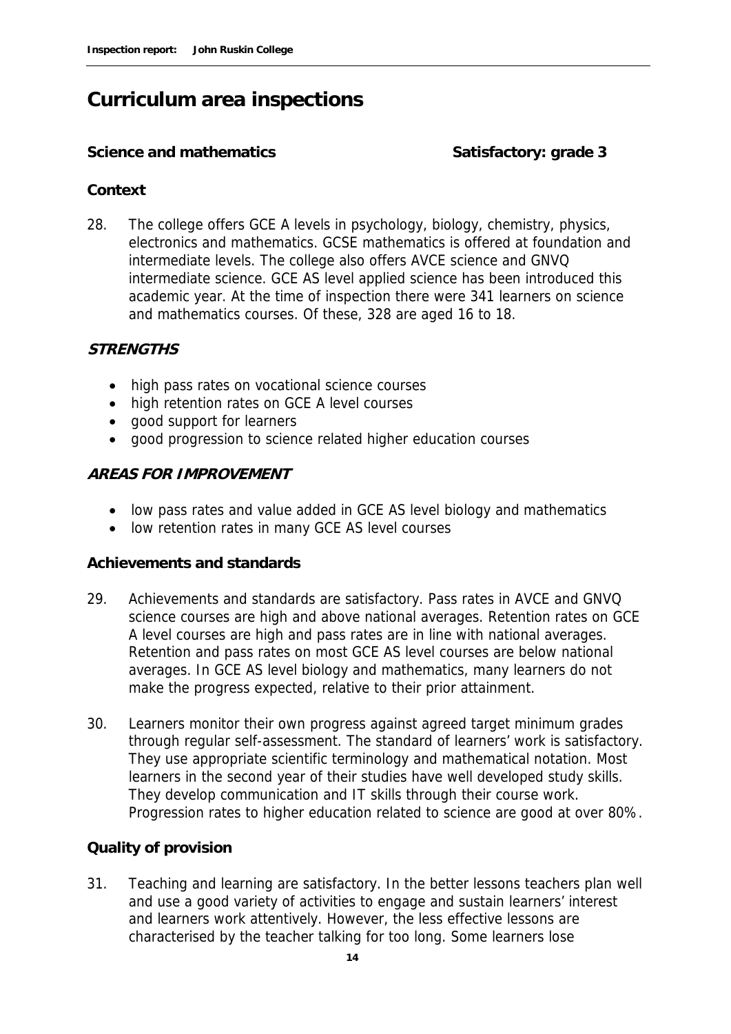# Curriculum area inspections

**Science and mathematics** **Satisfactory: grade 3**

### Context

28. The college offers GCE A levels in psychology, biology, chemistry, physics, electronics and mathematics. GCSE mathematics is offered at foundation and intermediate levels. The college also offers AVCE science and GNVQ intermediate science. GCE AS level applied science has been introduced this academic year. At the time of inspection there were 341 learners on science and mathematics courses. Of these, 328 are aged 16 to 18.

### *STRENGTHS*

- high pass rates on vocational science courses
- high retention rates on GCE A level courses
- good support for learners
- good progression to science related higher education courses

### *AREAS FOR IMPROVEMENT*

- low pass rates and value added in GCE AS level biology and mathematics
- low retention rates in many GCE AS level courses

### Achievements and standards

29. Achievements and standards are satisfactory. Pass rates in AVCE and GNVQ science courses are high and above national averages. Retention rates on GCE A level courses are high and pass rates are in line with national averages. Retention and pass rates on most GCE AS level courses are below national averages. In GCE AS level biology and mathematics, many learners do not make the progress expected, relative to their prior attainment.

30. Learners monitor their own progress against agreed target minimum grades through regular self-assessment. The standard of learners' work is satisfactory. They use appropriate scientific terminology and mathematical notation. Most learners in the second year of their studies have well developed study skills. They develop communication and IT skills through their course work. Progression rates to higher education related to science are good at over 80%.

### Quality of provision

31. Teaching and learning are satisfactory. In the better lessons teachers plan well and use a good variety of activities to engage and sustain learners' interest and learners work attentively. However, the less effective lessons are characterised by the teacher talking for too long. Some learners lose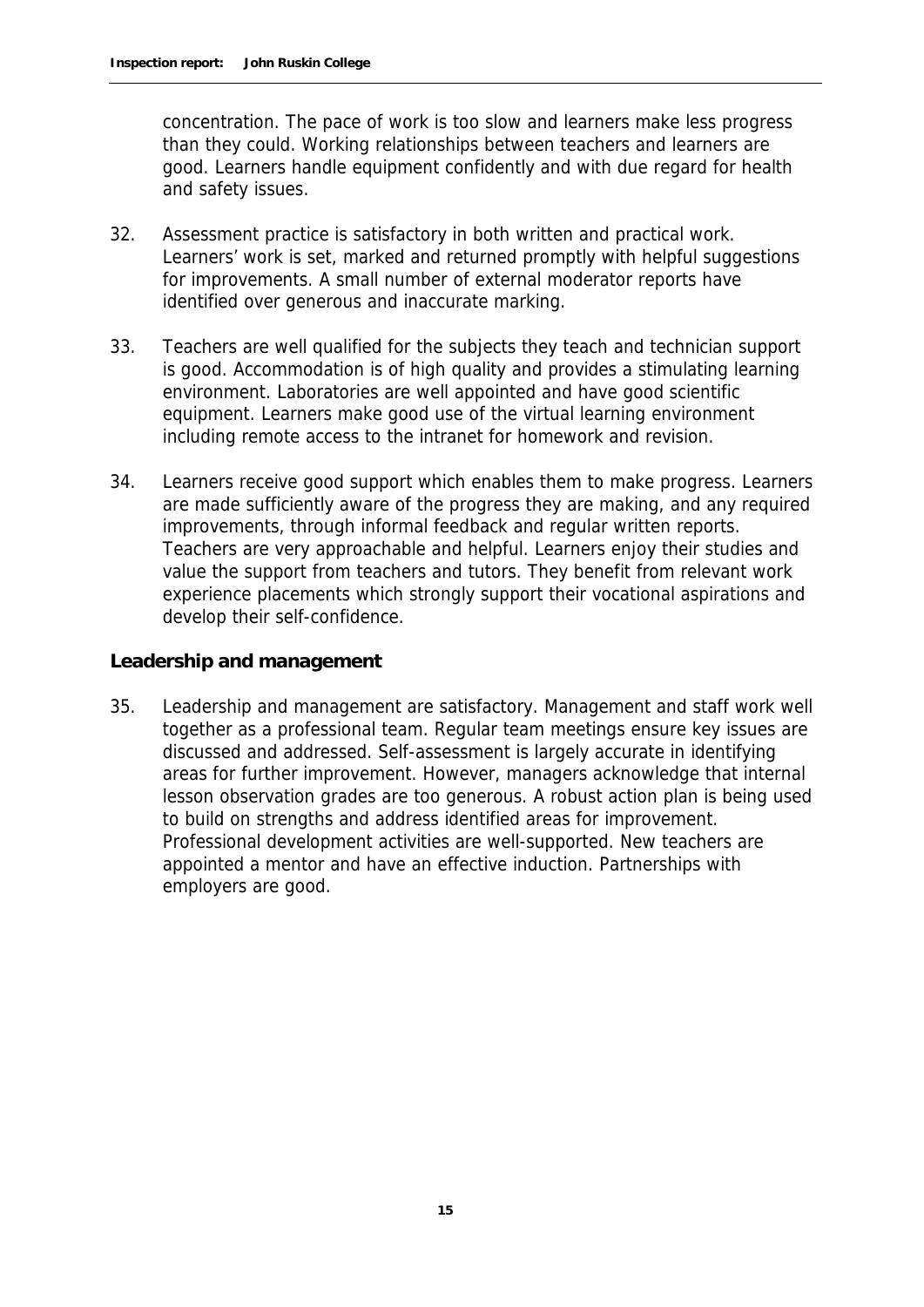concentration. The pace of work is too slow and learners make less progress than they could. Working relationships between teachers and learners are good. Learners handle equipment confidently and with due regard for health and safety issues.

32. Assessment practice is satisfactory in both written and practical work. Learners' work is set, marked and returned promptly with helpful suggestions for improvements. A small number of external moderator reports have identified over generous and inaccurate marking.

33. Teachers are well qualified for the subjects they teach and technician support is good. Accommodation is of high quality and provides a stimulating learning environment. Laboratories are well appointed and have good scientific equipment. Learners make good use of the virtual learning environment including remote access to the intranet for homework and revision.

34. Learners receive good support which enables them to make progress. Learners are made sufficiently aware of the progress they are making, and any required improvements, through informal feedback and regular written reports. Teachers are very approachable and helpful. Learners enjoy their studies and value the support from teachers and tutors. They benefit from relevant work experience placements which strongly support their vocational aspirations and develop their self-confidence.

### Leadership and management

35. Leadership and management are satisfactory. Management and staff work well together as a professional team. Regular team meetings ensure key issues are discussed and addressed. Self-assessment is largely accurate in identifying areas for further improvement. However, managers acknowledge that internal lesson observation grades are too generous. A robust action plan is being used to build on strengths and address identified areas for improvement. Professional development activities are well-supported. New teachers are appointed a mentor and have an effective induction. Partnerships with employers are good.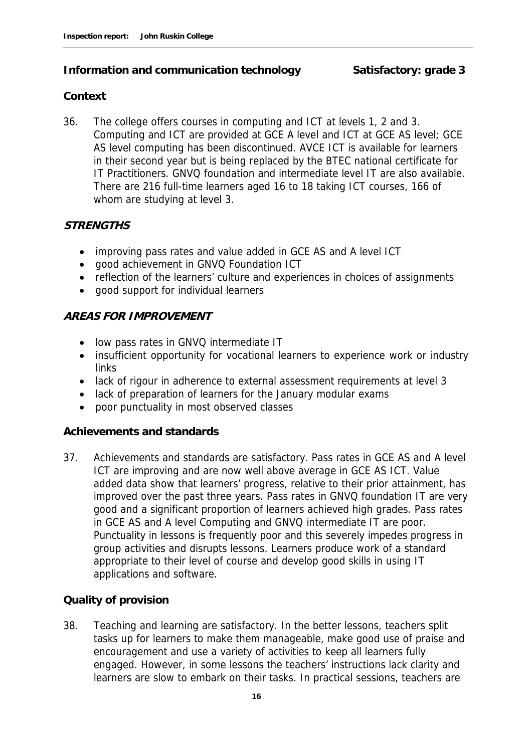## Information and communication technology — Satisfactory: grade 3

### Context

36. The college offers courses in computing and ICT at levels 1, 2 and 3. Computing and ICT are provided at GCE A level and ICT at GCE AS level; GCE AS level computing has been discontinued. AVCE ICT is available for learners in their second year but is being replaced by the BTEC national certificate for IT Practitioners. GNVQ foundation and intermediate level IT are also available. There are 216 full-time learners aged 16 to 18 taking ICT courses, 166 of whom are studying at level 3.

### *STRENGTHS*

- improving pass rates and value added in GCE AS and A level ICT
- good achievement in GNVQ Foundation ICT
- reflection of the learners' culture and experiences in choices of assignments
- good support for individual learners

### *AREAS FOR IMPROVEMENT*

- low pass rates in GNVQ intermediate IT
- insufficient opportunity for vocational learners to experience work or industry links
- lack of rigour in adherence to external assessment requirements at level 3
- lack of preparation of learners for the January modular exams
- poor punctuality in most observed classes

### Achievements and standards

37. Achievements and standards are satisfactory. Pass rates in GCE AS and A level ICT are improving and are now well above average in GCE AS ICT. Value added data show that learners' progress, relative to their prior attainment, has improved over the past three years. Pass rates in GNVQ foundation IT are very good and a significant proportion of learners achieved high grades. Pass rates in GCE AS and A level Computing and GNVQ intermediate IT are poor. Punctuality in lessons is frequently poor and this severely impedes progress in group activities and disrupts lessons. Learners produce work of a standard appropriate to their level of course and develop good skills in using IT applications and software.

### Quality of provision

38. Teaching and learning are satisfactory. In the better lessons, teachers split tasks up for learners to make them manageable, make good use of praise and encouragement and use a variety of activities to keep all learners fully engaged. However, in some lessons the teachers' instructions lack clarity and learners are slow to embark on their tasks. In practical sessions, teachers are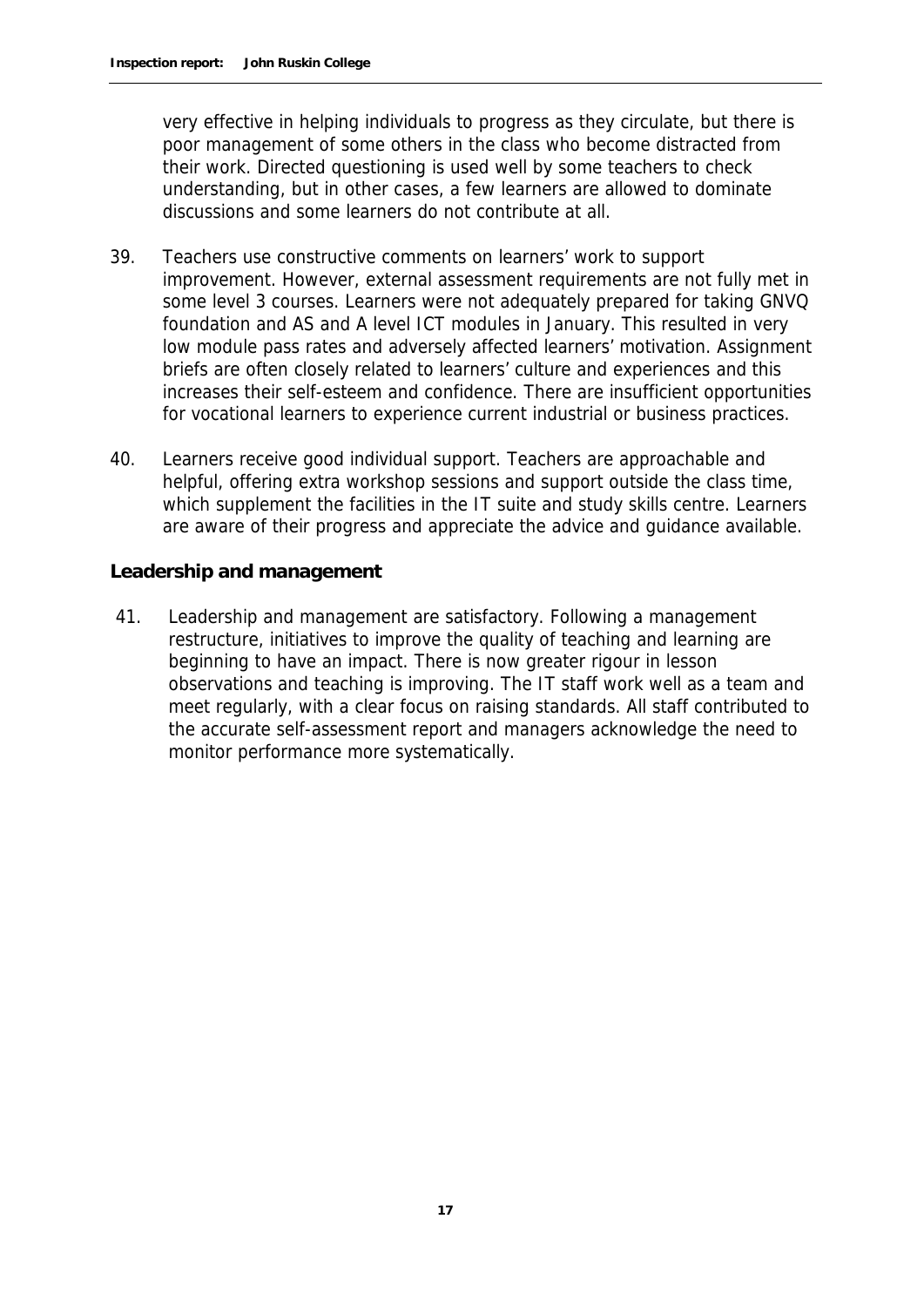very effective in helping individuals to progress as they circulate, but there is poor management of some others in the class who become distracted from their work. Directed questioning is used well by some teachers to check understanding, but in other cases, a few learners are allowed to dominate discussions and some learners do not contribute at all.

39. Teachers use constructive comments on learners' work to support improvement. However, external assessment requirements are not fully met in some level 3 courses. Learners were not adequately prepared for taking GNVQ foundation and AS and A level ICT modules in January. This resulted in very low module pass rates and adversely affected learners' motivation. Assignment briefs are often closely related to learners' culture and experiences and this increases their self-esteem and confidence. There are insufficient opportunities for vocational learners to experience current industrial or business practices.

40. Learners receive good individual support. Teachers are approachable and helpful, offering extra workshop sessions and support outside the class time, which supplement the facilities in the IT suite and study skills centre. Learners are aware of their progress and appreciate the advice and guidance available.

**Leadership and management**

41. Leadership and management are satisfactory. Following a management restructure, initiatives to improve the quality of teaching and learning are beginning to have an impact. There is now greater rigour in lesson observations and teaching is improving. The IT staff work well as a team and meet regularly, with a clear focus on raising standards. All staff contributed to the accurate self-assessment report and managers acknowledge the need to monitor performance more systematically.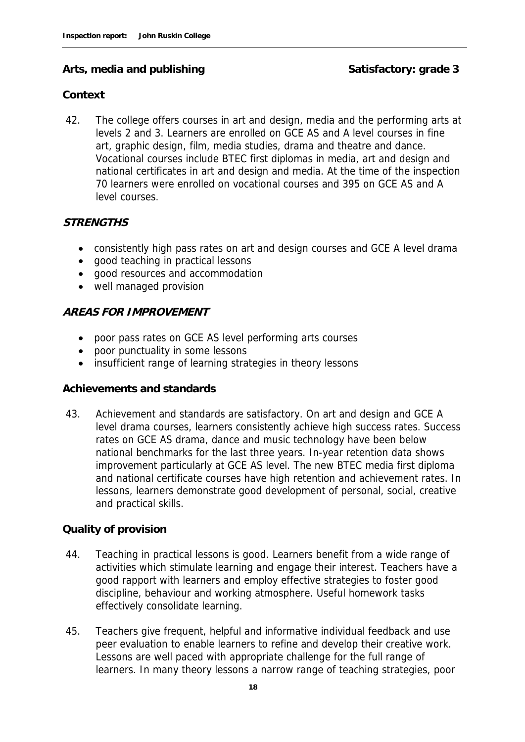## Arts, media and publishing — Satisfactory: grade 3

### Context

42. The college offers courses in art and design, media and the performing arts at levels 2 and 3. Learners are enrolled on GCE AS and A level courses in fine art, graphic design, film, media studies, drama and theatre and dance. Vocational courses include BTEC first diplomas in media, art and design and national certificates in art and design and media. At the time of the inspection 70 learners were enrolled on vocational courses and 395 on GCE AS and A level courses.

### *STRENGTHS*

- consistently high pass rates on art and design courses and GCE A level drama
- good teaching in practical lessons
- good resources and accommodation
- well managed provision

### *AREAS FOR IMPROVEMENT*

- poor pass rates on GCE AS level performing arts courses
- poor punctuality in some lessons
- insufficient range of learning strategies in theory lessons

### Achievements and standards

43. Achievement and standards are satisfactory. On art and design and GCE A level drama courses, learners consistently achieve high success rates. Success rates on GCE AS drama, dance and music technology have been below national benchmarks for the last three years. In-year retention data shows improvement particularly at GCE AS level. The new BTEC media first diploma and national certificate courses have high retention and achievement rates. In lessons, learners demonstrate good development of personal, social, creative and practical skills.

### Quality of provision

44. Teaching in practical lessons is good. Learners benefit from a wide range of activities which stimulate learning and engage their interest. Teachers have a good rapport with learners and employ effective strategies to foster good discipline, behaviour and working atmosphere. Useful homework tasks effectively consolidate learning.

45. Teachers give frequent, helpful and informative individual feedback and use peer evaluation to enable learners to refine and develop their creative work. Lessons are well paced with appropriate challenge for the full range of learners. In many theory lessons a narrow range of teaching strategies, poor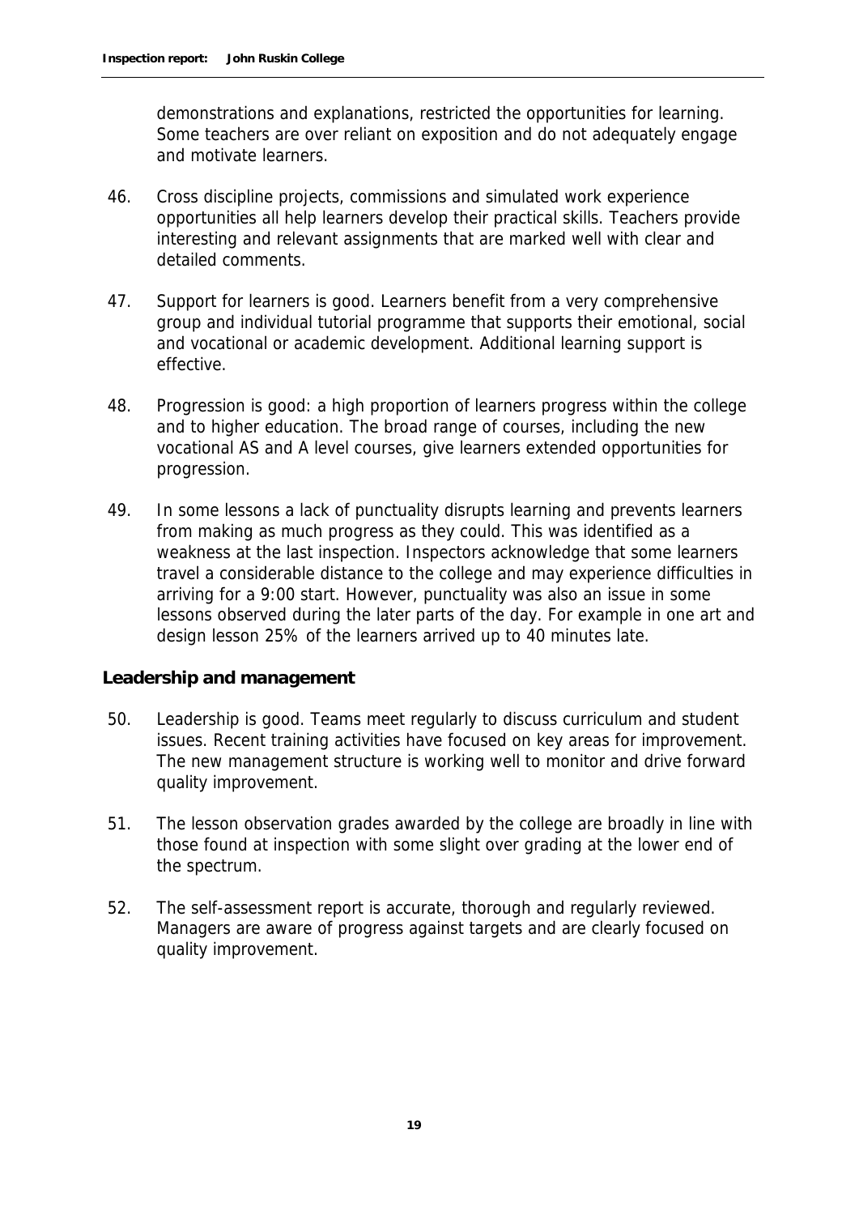demonstrations and explanations, restricted the opportunities for learning. Some teachers are over reliant on exposition and do not adequately engage and motivate learners.

46. Cross discipline projects, commissions and simulated work experience opportunities all help learners develop their practical skills. Teachers provide interesting and relevant assignments that are marked well with clear and detailed comments.

47. Support for learners is good. Learners benefit from a very comprehensive group and individual tutorial programme that supports their emotional, social and vocational or academic development. Additional learning support is effective.

48. Progression is good: a high proportion of learners progress within the college and to higher education. The broad range of courses, including the new vocational AS and A level courses, give learners extended opportunities for progression.

49. In some lessons a lack of punctuality disrupts learning and prevents learners from making as much progress as they could. This was identified as a weakness at the last inspection. Inspectors acknowledge that some learners travel a considerable distance to the college and may experience difficulties in arriving for a 9:00 start. However, punctuality was also an issue in some lessons observed during the later parts of the day. For example in one art and design lesson 25% of the learners arrived up to 40 minutes late.

**Leadership and management**

50. Leadership is good. Teams meet regularly to discuss curriculum and student issues. Recent training activities have focused on key areas for improvement. The new management structure is working well to monitor and drive forward quality improvement.

51. The lesson observation grades awarded by the college are broadly in line with those found at inspection with some slight over grading at the lower end of the spectrum.

52. The self-assessment report is accurate, thorough and regularly reviewed. Managers are aware of progress against targets and are clearly focused on quality improvement.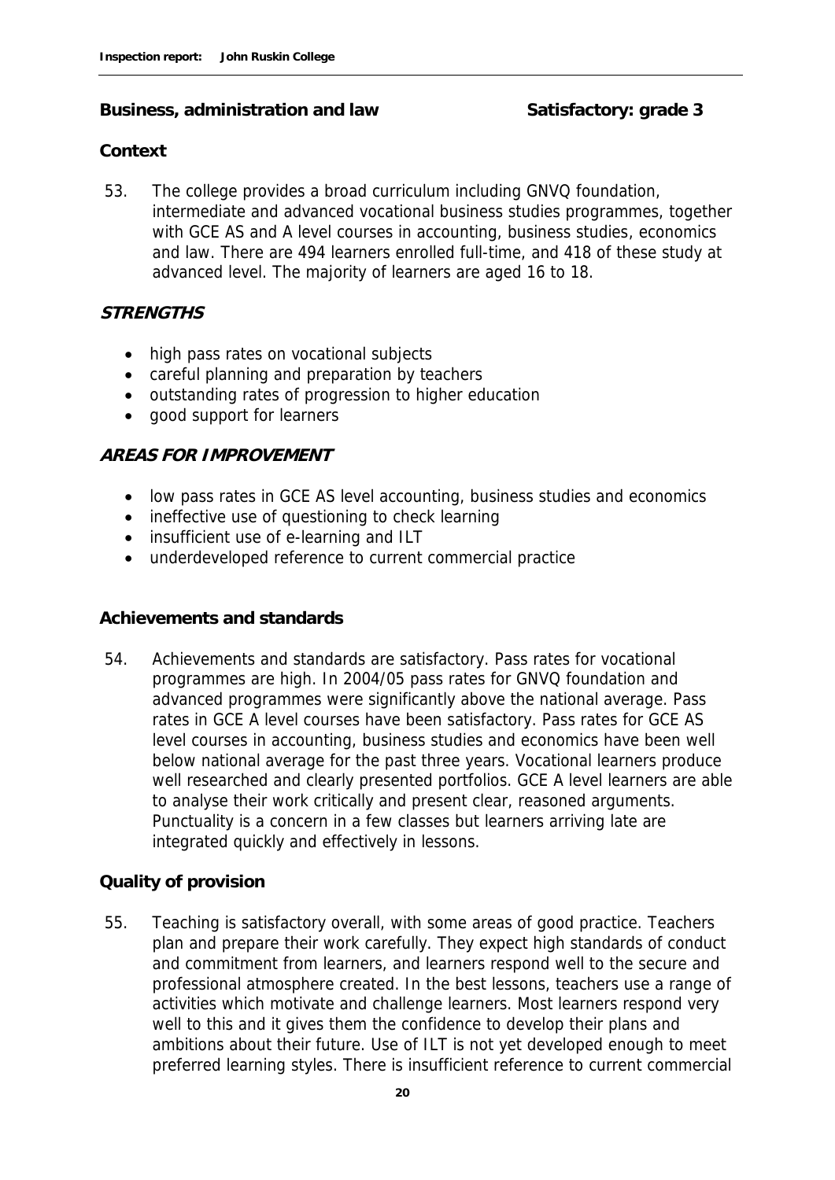## Business, administration and law — Satisfactory: grade 3

### Context

53. The college provides a broad curriculum including GNVQ foundation, intermediate and advanced vocational business studies programmes, together with GCE AS and A level courses in accounting, business studies, economics and law. There are 494 learners enrolled full-time, and 418 of these study at advanced level. The majority of learners are aged 16 to 18.

### *STRENGTHS*

- high pass rates on vocational subjects
- careful planning and preparation by teachers
- outstanding rates of progression to higher education
- good support for learners

### *AREAS FOR IMPROVEMENT*

- low pass rates in GCE AS level accounting, business studies and economics
- ineffective use of questioning to check learning
- insufficient use of e-learning and ILT
- underdeveloped reference to current commercial practice

### Achievements and standards

54. Achievements and standards are satisfactory. Pass rates for vocational programmes are high. In 2004/05 pass rates for GNVQ foundation and advanced programmes were significantly above the national average. Pass rates in GCE A level courses have been satisfactory. Pass rates for GCE AS level courses in accounting, business studies and economics have been well below national average for the past three years. Vocational learners produce well researched and clearly presented portfolios. GCE A level learners are able to analyse their work critically and present clear, reasoned arguments. Punctuality is a concern in a few classes but learners arriving late are integrated quickly and effectively in lessons.

### Quality of provision

55. Teaching is satisfactory overall, with some areas of good practice. Teachers plan and prepare their work carefully. They expect high standards of conduct and commitment from learners, and learners respond well to the secure and professional atmosphere created. In the best lessons, teachers use a range of activities which motivate and challenge learners. Most learners respond very well to this and it gives them the confidence to develop their plans and ambitions about their future. Use of ILT is not yet developed enough to meet preferred learning styles. There is insufficient reference to current commercial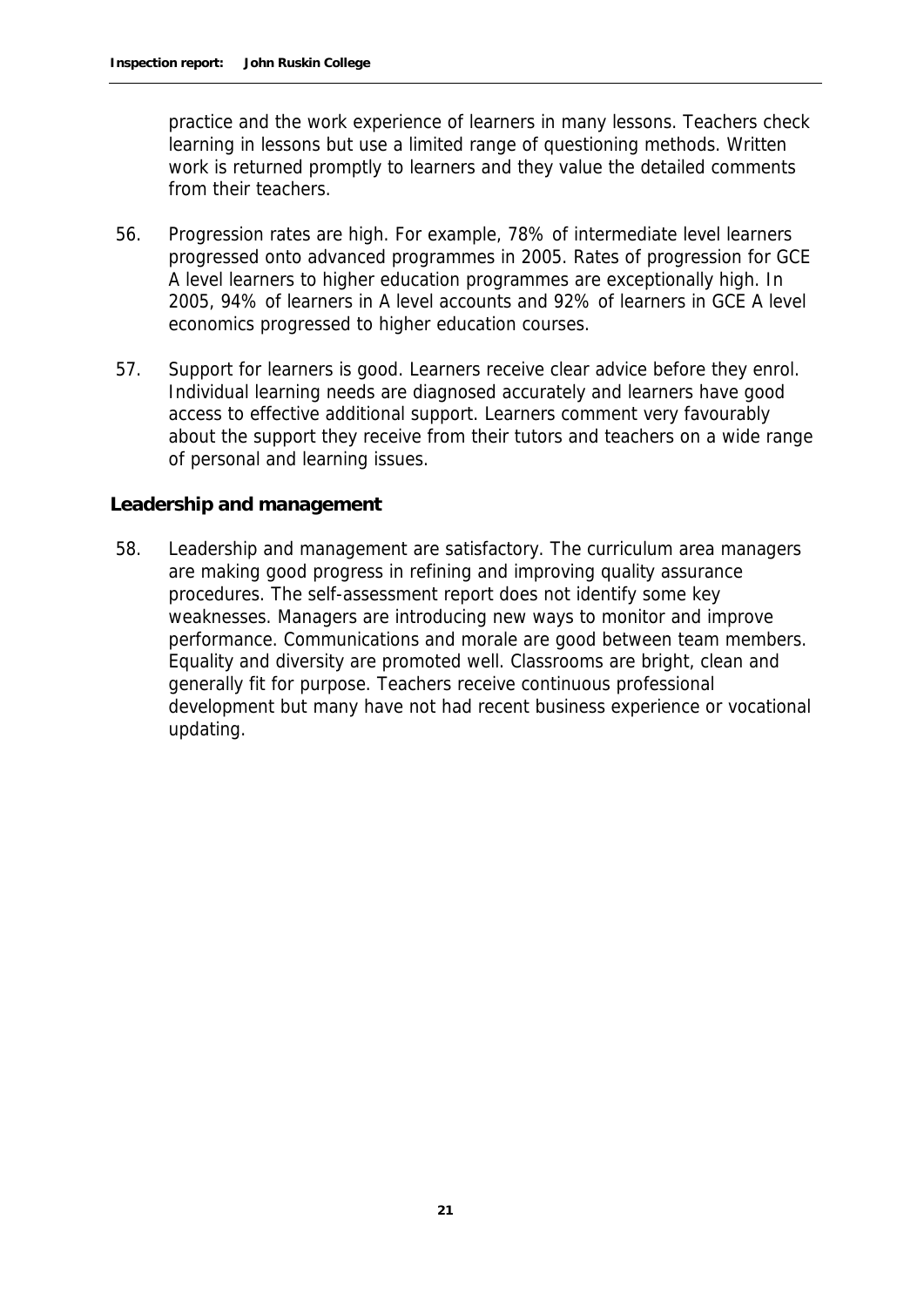practice and the work experience of learners in many lessons. Teachers check learning in lessons but use a limited range of questioning methods. Written work is returned promptly to learners and they value the detailed comments from their teachers.

56. Progression rates are high. For example, 78% of intermediate level learners progressed onto advanced programmes in 2005. Rates of progression for GCE A level learners to higher education programmes are exceptionally high. In 2005, 94% of learners in A level accounts and 92% of learners in GCE A level economics progressed to higher education courses.

57. Support for learners is good. Learners receive clear advice before they enrol. Individual learning needs are diagnosed accurately and learners have good access to effective additional support. Learners comment very favourably about the support they receive from their tutors and teachers on a wide range of personal and learning issues.

## Leadership and management

58. Leadership and management are satisfactory. The curriculum area managers are making good progress in refining and improving quality assurance procedures. The self-assessment report does not identify some key weaknesses. Managers are introducing new ways to monitor and improve performance. Communications and morale are good between team members. Equality and diversity are promoted well. Classrooms are bright, clean and generally fit for purpose. Teachers receive continuous professional development but many have not had recent business experience or vocational updating.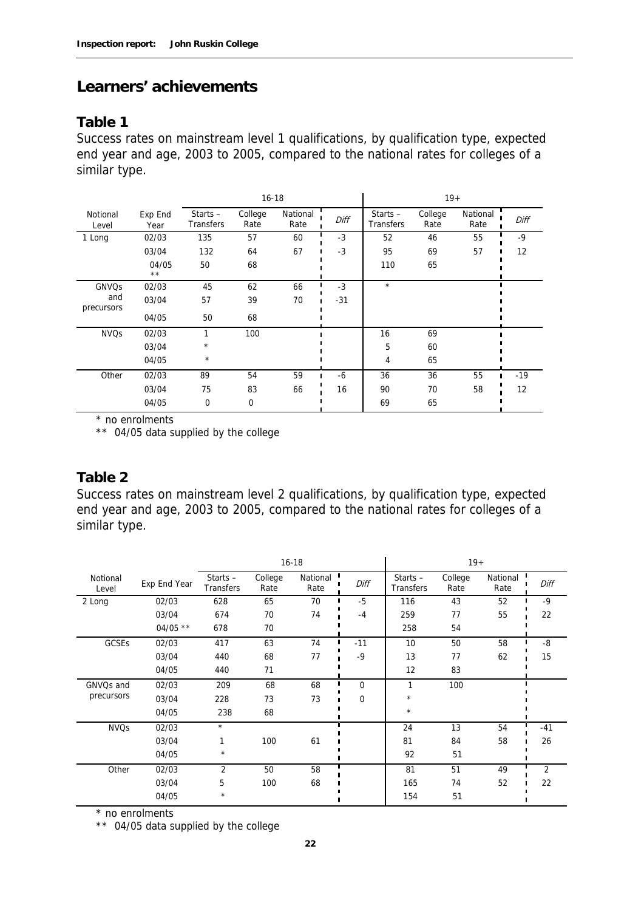## Learners' achievements

### Table 1

Success rates on mainstream level 1 qualifications, by qualification type, expected end year and age, 2003 to 2005, compared to the national rates for colleges of a similar type.

| | | 16-18 | | | | 19+ | | | |
|---|---|---|---|---|---|---|---|---|---|
| Notional Level | Exp End Year | Starts – Transfers | College Rate | National Rate | *Diff* | Starts – Transfers | College Rate | National Rate | *Diff* |
| 1 Long | 02/03 | 135 | 57 | 60 | -3 | 52 | 46 | 55 | -9 |
| | 03/04 | 132 | 64 | 67 | -3 | 95 | 69 | 57 | 12 |
| | 04/05 ** | 50 | 68 | | | 110 | 65 | | |
| GNVQs and precursors | 02/03 | 45 | 62 | 66 | -3 | * | | | |
| | 03/04 | 57 | 39 | 70 | -31 | | | | |
| | 04/05 | 50 | 68 | | | | | | |
| NVQs | 02/03 | 1 | 100 | | | 16 | 69 | | |
| | 03/04 | * | | | | 5 | 60 | | |
| | 04/05 | * | | | | 4 | 65 | | |
| Other | 02/03 | 89 | 54 | 59 | -6 | 36 | 36 | 55 | -19 |
| | 03/04 | 75 | 83 | 66 | 16 | 90 | 70 | 58 | 12 |
| | 04/05 | 0 | 0 | | | 69 | 65 | | |

\* no enrolments
** 04/05 data supplied by the college

### Table 2

Success rates on mainstream level 2 qualifications, by qualification type, expected end year and age, 2003 to 2005, compared to the national rates for colleges of a similar type.

| | | 16-18 | | | | 19+ | | | |
|---|---|---|---|---|---|---|---|---|---|
| Notional Level | Exp End Year | Starts – Transfers | College Rate | National Rate | *Diff* | Starts – Transfers | College Rate | National Rate | *Diff* |
| 2 Long | 02/03 | 628 | 65 | 70 | -5 | 116 | 43 | 52 | -9 |
| | 03/04 | 674 | 70 | 74 | -4 | 259 | 77 | 55 | 22 |
| | 04/05 ** | 678 | 70 | | | 258 | 54 | | |
| GCSEs | 02/03 | 417 | 63 | 74 | -11 | 10 | 50 | 58 | -8 |
| | 03/04 | 440 | 68 | 77 | -9 | 13 | 77 | 62 | 15 |
| | 04/05 | 440 | 71 | | | 12 | 83 | | |
| GNVQs and precursors | 02/03 | 209 | 68 | 68 | 0 | 1 | 100 | | |
| | 03/04 | 228 | 73 | 73 | 0 | * | | | |
| | 04/05 | 238 | 68 | | | * | | | |
| NVQs | 02/03 | * | | | | 24 | 13 | 54 | -41 |
| | 03/04 | 1 | 100 | 61 | | 81 | 84 | 58 | 26 |
| | 04/05 | * | | | | 92 | 51 | | |
| Other | 02/03 | 2 | 50 | 58 | | 81 | 51 | 49 | 2 |
| | 03/04 | 5 | 100 | 68 | | 165 | 74 | 52 | 22 |
| | 04/05 | * | | | | 154 | 51 | | |

\* no enrolments
** 04/05 data supplied by the college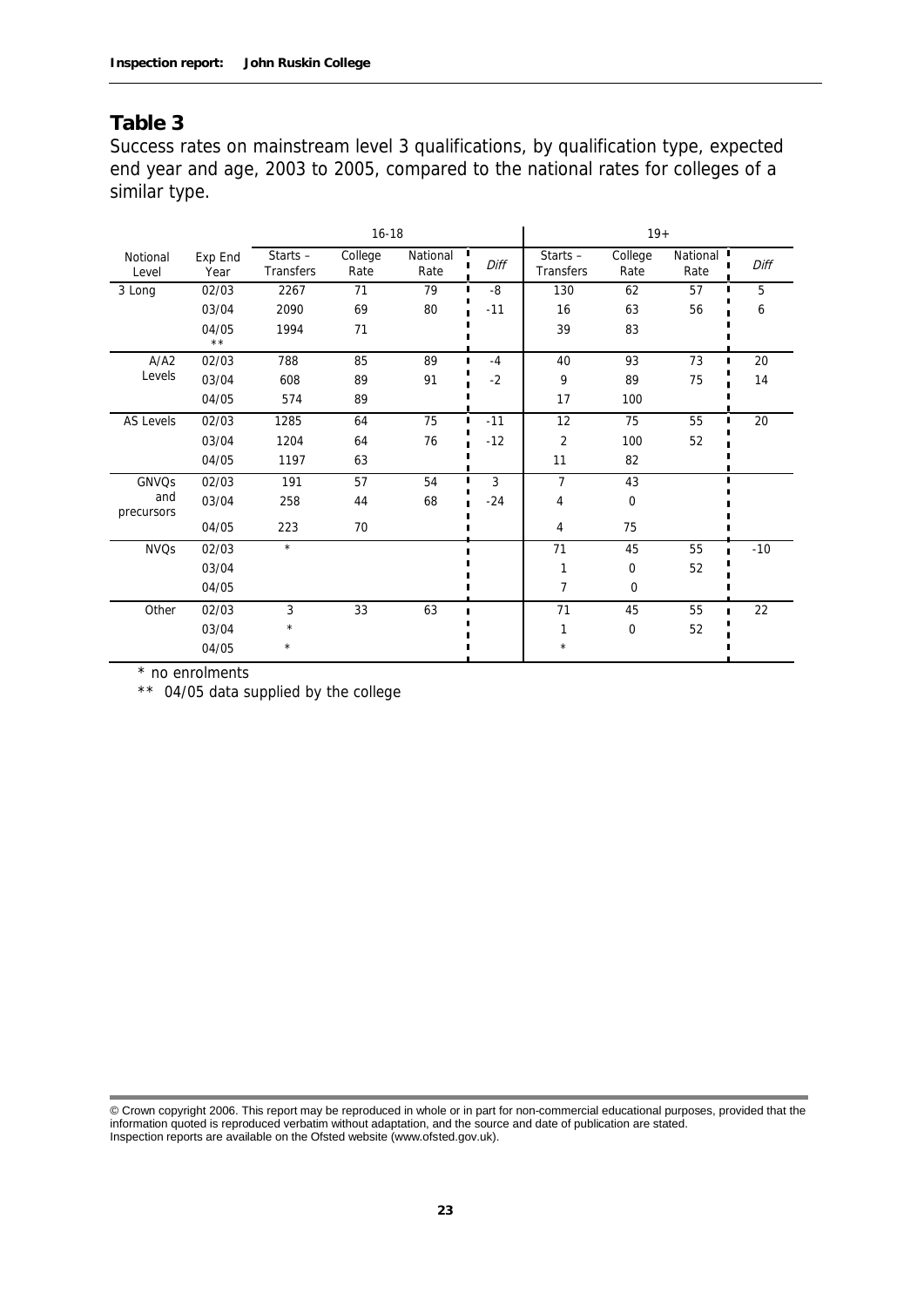## Table 3

Success rates on mainstream level 3 qualifications, by qualification type, expected end year and age, 2003 to 2005, compared to the national rates for colleges of a similar type.

| | | 16-18 | | | | 19+ | | | |
|---|---|---|---|---|---|---|---|---|---|
| Notional Level | Exp End Year | Starts – Transfers | College Rate | National Rate | *Diff* | Starts – Transfers | College Rate | National Rate | *Diff* |
| 3 Long | 02/03 | 2267 | 71 | 79 | -8 | 130 | 62 | 57 | 5 |
| | 03/04 | 2090 | 69 | 80 | -11 | 16 | 63 | 56 | 6 |
| | 04/05 ** | 1994 | 71 | | | 39 | 83 | | |
| A/A2 Levels | 02/03 | 788 | 85 | 89 | -4 | 40 | 93 | 73 | 20 |
| | 03/04 | 608 | 89 | 91 | -2 | 9 | 89 | 75 | 14 |
| | 04/05 | 574 | 89 | | | 17 | 100 | | |
| AS Levels | 02/03 | 1285 | 64 | 75 | -11 | 12 | 75 | 55 | 20 |
| | 03/04 | 1204 | 64 | 76 | -12 | 2 | 100 | 52 | |
| | 04/05 | 1197 | 63 | | | 11 | 82 | | |
| GNVQs and precursors | 02/03 | 191 | 57 | 54 | 3 | 7 | 43 | | |
| | 03/04 | 258 | 44 | 68 | -24 | 4 | 0 | | |
| | 04/05 | 223 | 70 | | | 4 | 75 | | |
| NVQs | 02/03 | * | | | | 71 | 45 | 55 | -10 |
| | 03/04 | | | | | 1 | 0 | 52 | |
| | 04/05 | | | | | 7 | 0 | | |
| Other | 02/03 | 3 | 33 | 63 | | 71 | 45 | 55 | 22 |
| | 03/04 | * | | | | 1 | 0 | 52 | |
| | 04/05 | * | | | | * | | | |

\* no enrolments

** 04/05 data supplied by the college

© Crown copyright 2006. This report may be reproduced in whole or in part for non-commercial educational purposes, provided that the information quoted is reproduced verbatim without adaptation, and the source and date of publication are stated.
Inspection reports are available on the Ofsted website (www.ofsted.gov.uk).